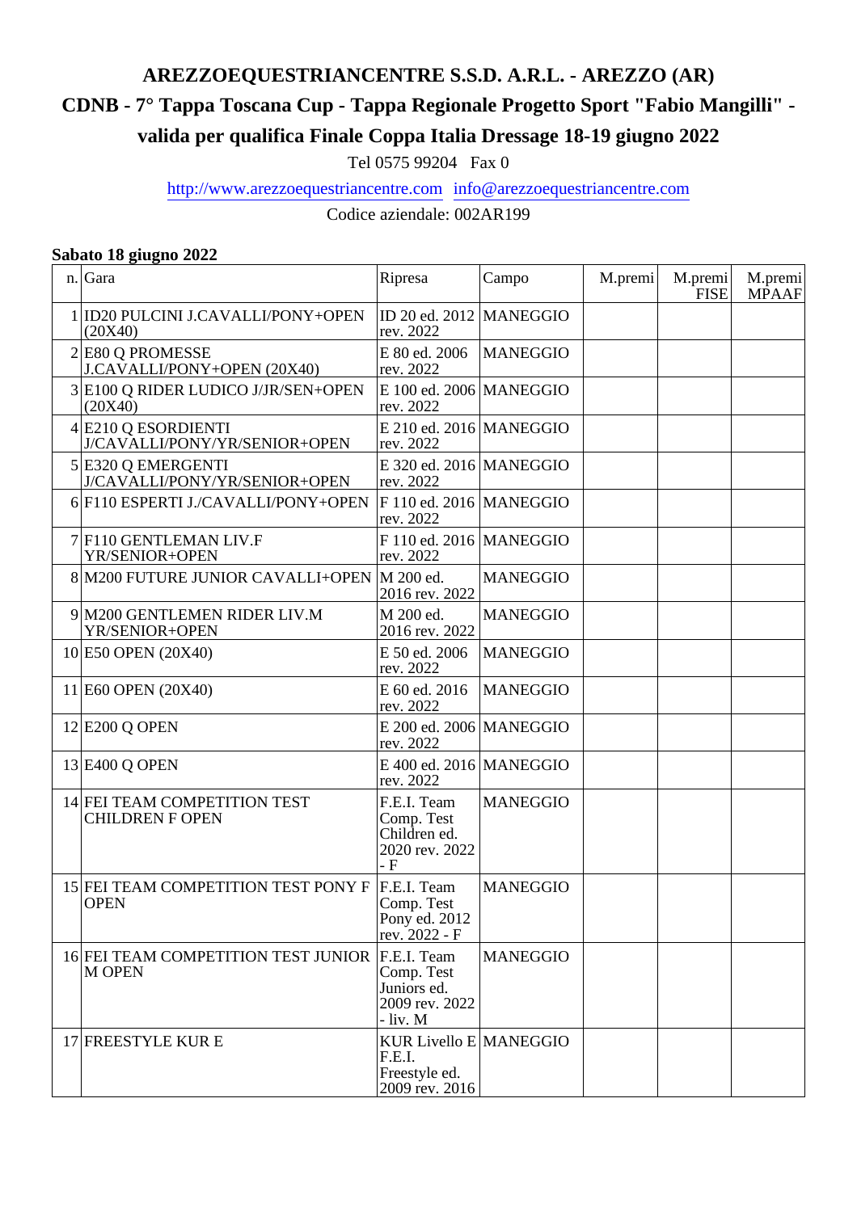# AREZZOEQUESTRIANCENTRE S.S.D. A.R.L. - AREZZO (AR)

# CDNB - 7° Tappa Toscana Cup - Tappa Regionale Progetto Sport "Fabio Mangilli" - valida per qualifica Finale Coppa Italia Dressage 18-19 giugno 2022

Tel 0575 99204 Fax 0

http://www.arezzoequestriancentre.com info@arezzoequestriancentre.com

Codice aziendale: 002AR199

**Sabato 18 giugno 2022**

| n. | Gara | Ripresa | Campo | M.premi | M.premi FISE | M.premi MPAAF |
|---|---|---|---|---|---|---|
| 1 | ID20 PULCINI J.CAVALLI/PONY+OPEN (20X40) | ID 20 ed. 2012 rev. 2022 | MANEGGIO | | | |
| 2 | E80 Q PROMESSE J.CAVALLI/PONY+OPEN (20X40) | E 80 ed. 2006 rev. 2022 | MANEGGIO | | | |
| 3 | E100 Q RIDER LUDICO J/JR/SEN+OPEN (20X40) | E 100 ed. 2006 rev. 2022 | MANEGGIO | | | |
| 4 | E210 Q ESORDIENTI J/CAVALLI/PONY/YR/SENIOR+OPEN | E 210 ed. 2016 rev. 2022 | MANEGGIO | | | |
| 5 | E320 Q EMERGENTI J/CAVALLI/PONY/YR/SENIOR+OPEN | E 320 ed. 2016 rev. 2022 | MANEGGIO | | | |
| 6 | F110 ESPERTI J./CAVALLI/PONY+OPEN | F 110 ed. 2016 rev. 2022 | MANEGGIO | | | |
| 7 | F110 GENTLEMAN LIV.F YR/SENIOR+OPEN | F 110 ed. 2016 rev. 2022 | MANEGGIO | | | |
| 8 | M200 FUTURE JUNIOR CAVALLI+OPEN | M 200 ed. 2016 rev. 2022 | MANEGGIO | | | |
| 9 | M200 GENTLEMEN RIDER LIV.M YR/SENIOR+OPEN | M 200 ed. 2016 rev. 2022 | MANEGGIO | | | |
| 10 | E50 OPEN (20X40) | E 50 ed. 2006 rev. 2022 | MANEGGIO | | | |
| 11 | E60 OPEN (20X40) | E 60 ed. 2016 rev. 2022 | MANEGGIO | | | |
| 12 | E200 Q OPEN | E 200 ed. 2006 rev. 2022 | MANEGGIO | | | |
| 13 | E400 Q OPEN | E 400 ed. 2016 rev. 2022 | MANEGGIO | | | |
| 14 | FEI TEAM COMPETITION TEST CHILDREN F OPEN | F.E.I. Team Comp. Test Children ed. 2020 rev. 2022 - F | MANEGGIO | | | |
| 15 | FEI TEAM COMPETITION TEST PONY F OPEN | F.E.I. Team Comp. Test Pony ed. 2012 rev. 2022 - F | MANEGGIO | | | |
| 16 | FEI TEAM COMPETITION TEST JUNIOR M OPEN | F.E.I. Team Comp. Test Juniors ed. 2009 rev. 2022 - liv. M | MANEGGIO | | | |
| 17 | FREESTYLE KUR E | KUR Livello E F.E.I. Freestyle ed. 2009 rev. 2016 | MANEGGIO | | | |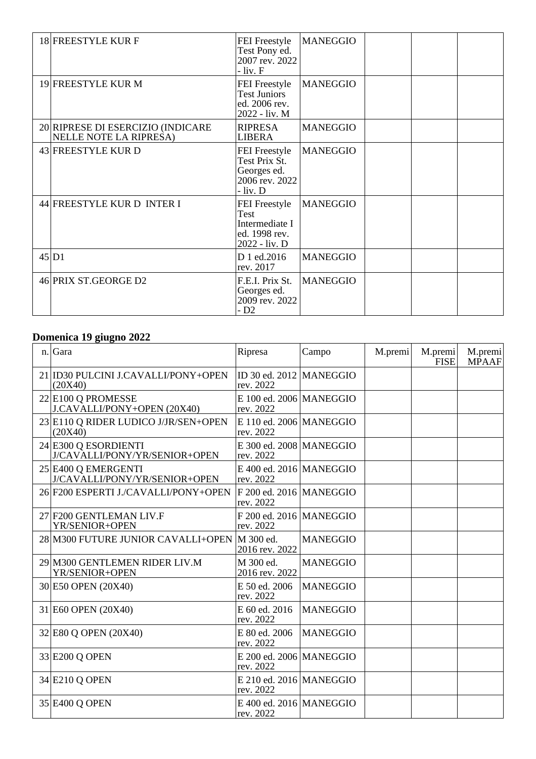| n. | Gara | Ripresa | Campo | M.premi | M.premi FISE | M.premi MPAAF |
|---|---|---|---|---|---|---|
| 18 | FREESTYLE KUR F | FEI Freestyle Test Pony ed. 2007 rev. 2022 - liv. F | MANEGGIO | | | |
| 19 | FREESTYLE KUR M | FEI Freestyle Test Juniors ed. 2006 rev. 2022 - liv. M | MANEGGIO | | | |
| 20 | RIPRESE DI ESERCIZIO (INDICARE NELLE NOTE LA RIPRESA) | RIPRESA LIBERA | MANEGGIO | | | |
| 43 | FREESTYLE KUR D | FEI Freestyle Test Prix St. Georges ed. 2006 rev. 2022 - liv. D | MANEGGIO | | | |
| 44 | FREESTYLE KUR D INTER I | FEI Freestyle Test Intermediate I ed. 1998 rev. 2022 - liv. D | MANEGGIO | | | |
| 45 | D1 | D 1 ed.2016 rev. 2017 | MANEGGIO | | | |
| 46 | PRIX ST.GEORGE D2 | F.E.I. Prix St. Georges ed. 2009 rev. 2022 - D2 | MANEGGIO | | | |

**Domenica 19 giugno 2022**

| n. | Gara | Ripresa | Campo | M.premi | M.premi FISE | M.premi MPAAF |
|---|---|---|---|---|---|---|
| 21 | ID30 PULCINI J.CAVALLI/PONY+OPEN (20X40) | ID 30 ed. 2012 rev. 2022 | MANEGGIO | | | |
| 22 | E100 Q PROMESSE J.CAVALLI/PONY+OPEN (20X40) | E 100 ed. 2006 rev. 2022 | MANEGGIO | | | |
| 23 | E110 Q RIDER LUDICO J/JR/SEN+OPEN (20X40) | E 110 ed. 2006 rev. 2022 | MANEGGIO | | | |
| 24 | E300 Q ESORDIENTI J/CAVALLI/PONY/YR/SENIOR+OPEN | E 300 ed. 2008 rev. 2022 | MANEGGIO | | | |
| 25 | E400 Q EMERGENTI J/CAVALLI/PONY/YR/SENIOR+OPEN | E 400 ed. 2016 rev. 2022 | MANEGGIO | | | |
| 26 | F200 ESPERTI J./CAVALLI/PONY+OPEN | F 200 ed. 2016 rev. 2022 | MANEGGIO | | | |
| 27 | F200 GENTLEMAN LIV.F YR/SENIOR+OPEN | F 200 ed. 2016 rev. 2022 | MANEGGIO | | | |
| 28 | M300 FUTURE JUNIOR CAVALLI+OPEN | M 300 ed. 2016 rev. 2022 | MANEGGIO | | | |
| 29 | M300 GENTLEMEN RIDER LIV.M YR/SENIOR+OPEN | M 300 ed. 2016 rev. 2022 | MANEGGIO | | | |
| 30 | E50 OPEN (20X40) | E 50 ed. 2006 rev. 2022 | MANEGGIO | | | |
| 31 | E60 OPEN (20X40) | E 60 ed. 2016 rev. 2022 | MANEGGIO | | | |
| 32 | E80 Q OPEN (20X40) | E 80 ed. 2006 rev. 2022 | MANEGGIO | | | |
| 33 | E200 Q OPEN | E 200 ed. 2006 rev. 2022 | MANEGGIO | | | |
| 34 | E210 Q OPEN | E 210 ed. 2016 rev. 2022 | MANEGGIO | | | |
| 35 | E400 Q OPEN | E 400 ed. 2016 rev. 2022 | MANEGGIO | | | |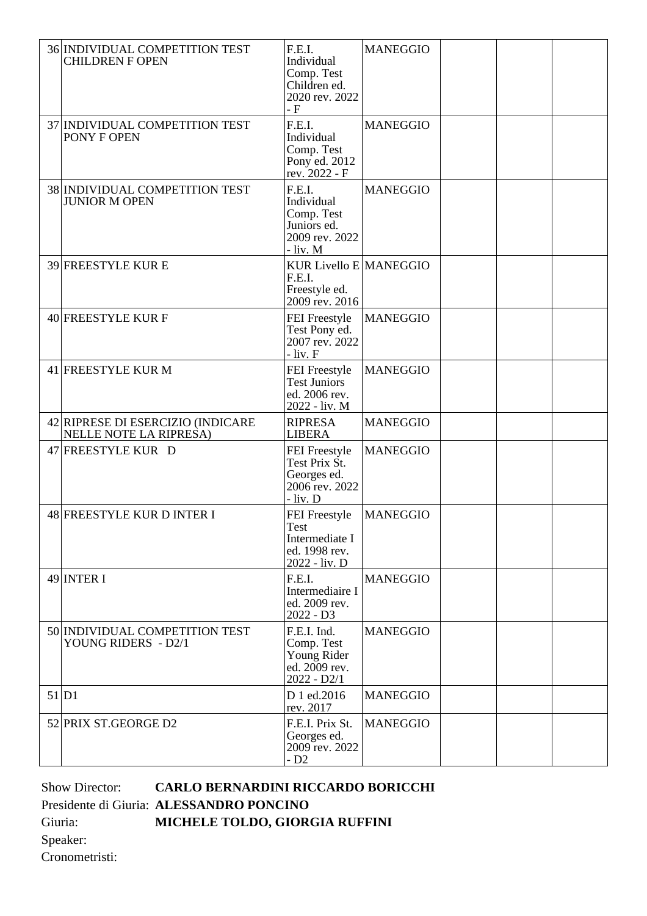| | | | | | | |
|---|---|---|---|---|---|---|
| 36 | INDIVIDUAL COMPETITION TEST CHILDREN F OPEN | F.E.I. Individual Comp. Test Children ed. 2020 rev. 2022 - F | MANEGGIO | | | |
| 37 | INDIVIDUAL COMPETITION TEST PONY F OPEN | F.E.I. Individual Comp. Test Pony ed. 2012 rev. 2022 - F | MANEGGIO | | | |
| 38 | INDIVIDUAL COMPETITION TEST JUNIOR M OPEN | F.E.I. Individual Comp. Test Juniors ed. 2009 rev. 2022 - liv. M | MANEGGIO | | | |
| 39 | FREESTYLE KUR E | KUR Livello E F.E.I. Freestyle ed. 2009 rev. 2016 | MANEGGIO | | | |
| 40 | FREESTYLE KUR F | FEI Freestyle Test Pony ed. 2007 rev. 2022 - liv. F | MANEGGIO | | | |
| 41 | FREESTYLE KUR M | FEI Freestyle Test Juniors ed. 2006 rev. 2022 - liv. M | MANEGGIO | | | |
| 42 | RIPRESE DI ESERCIZIO (INDICARE NELLE NOTE LA RIPRESA) | RIPRESA LIBERA | MANEGGIO | | | |
| 47 | FREESTYLE KUR D | FEI Freestyle Test Prix St. Georges ed. 2006 rev. 2022 - liv. D | MANEGGIO | | | |
| 48 | FREESTYLE KUR D INTER I | FEI Freestyle Test Intermediate I ed. 1998 rev. 2022 - liv. D | MANEGGIO | | | |
| 49 | INTER I | F.E.I. Intermediaire I ed. 2009 rev. 2022 - D3 | MANEGGIO | | | |
| 50 | INDIVIDUAL COMPETITION TEST YOUNG RIDERS - D2/1 | F.E.I. Ind. Comp. Test Young Rider ed. 2009 rev. 2022 - D2/1 | MANEGGIO | | | |
| 51 | D1 | D 1 ed.2016 rev. 2017 | MANEGGIO | | | |
| 52 | PRIX ST.GEORGE D2 | F.E.I. Prix St. Georges ed. 2009 rev. 2022 - D2 | MANEGGIO | | | |

Show Director: **CARLO BERNARDINI RICCARDO BORICCHI**

Presidente di Giuria: **ALESSANDRO PONCINO**

Giuria: **MICHELE TOLDO, GIORGIA RUFFINI**

Speaker:

Cronometristi: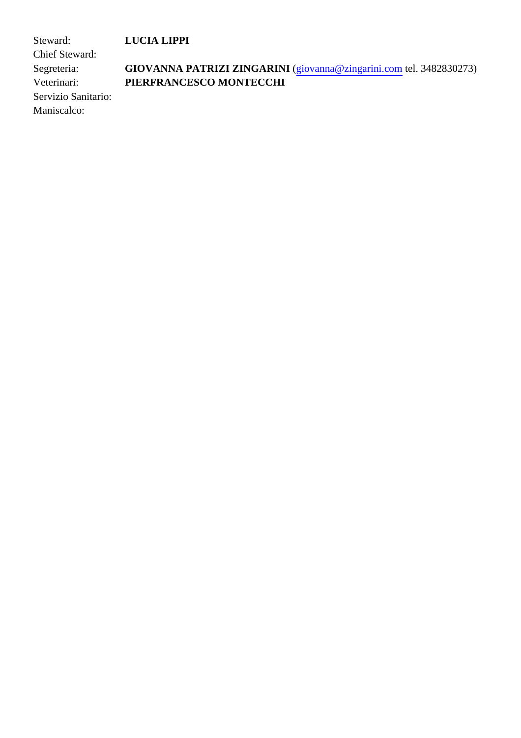Steward: **LUCIA LIPPI**
Chief Steward:
Segreteria: **GIOVANNA PATRIZI ZINGARINI** (giovanna@zingarini.com tel. 3482830273)
Veterinari: **PIERFRANCESCO MONTECCHI**
Servizio Sanitario:
Maniscalco: